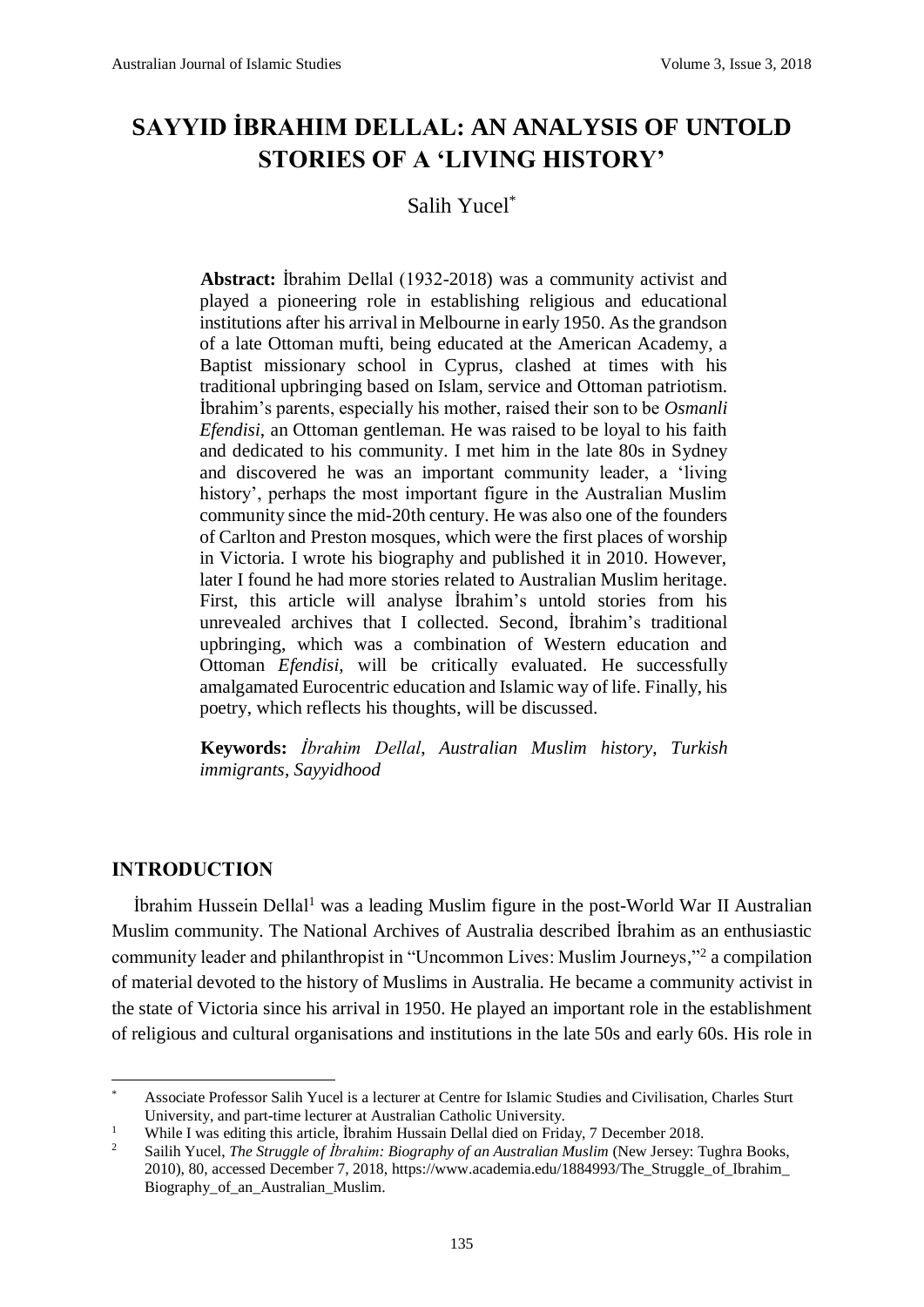# SAYYID İBRAHIM DELLAL: AN ANALYSIS OF UNTOLD STORIES OF A 'LIVING HISTORY'

Salih Yucel[*]

**Abstract:** İbrahim Dellal (1932-2018) was a community activist and played a pioneering role in establishing religious and educational institutions after his arrival in Melbourne in early 1950. As the grandson of a late Ottoman mufti, being educated at the American Academy, a Baptist missionary school in Cyprus, clashed at times with his traditional upbringing based on Islam, service and Ottoman patriotism. İbrahim's parents, especially his mother, raised their son to be *Osmanli Efendisi*, an Ottoman gentleman. He was raised to be loyal to his faith and dedicated to his community. I met him in the late 80s in Sydney and discovered he was an important community leader, a 'living history', perhaps the most important figure in the Australian Muslim community since the mid-20th century. He was also one of the founders of Carlton and Preston mosques, which were the first places of worship in Victoria. I wrote his biography and published it in 2010. However, later I found he had more stories related to Australian Muslim heritage. First, this article will analyse İbrahim's untold stories from his unrevealed archives that I collected. Second, İbrahim's traditional upbringing, which was a combination of Western education and Ottoman *Efendisi*, will be critically evaluated. He successfully amalgamated Eurocentric education and Islamic way of life. Finally, his poetry, which reflects his thoughts, will be discussed.

**Keywords:** *İbrahim Dellal*, *Australian Muslim history*, *Turkish immigrants*, *Sayyidhood*

## INTRODUCTION

İbrahim Hussein Dellal[1] was a leading Muslim figure in the post-World War II Australian Muslim community. The National Archives of Australia described İbrahim as an enthusiastic community leader and philanthropist in "Uncommon Lives: Muslim Journeys,"[2] a compilation of material devoted to the history of Muslims in Australia. He became a community activist in the state of Victoria since his arrival in 1950. He played an important role in the establishment of religious and cultural organisations and institutions in the late 50s and early 60s. His role in

---

[*] Associate Professor Salih Yucel is a lecturer at Centre for Islamic Studies and Civilisation, Charles Sturt University, and part-time lecturer at Australian Catholic University.

[1] While I was editing this article, İbrahim Hussain Dellal died on Friday, 7 December 2018.

[2] Sailih Yucel, *The Struggle of İbrahim: Biography of an Australian Muslim* (New Jersey: Tughra Books, 2010), 80, accessed December 7, 2018, https://www.academia.edu/1884993/The_Struggle_of_Ibrahim_Biography_of_an_Australian_Muslim.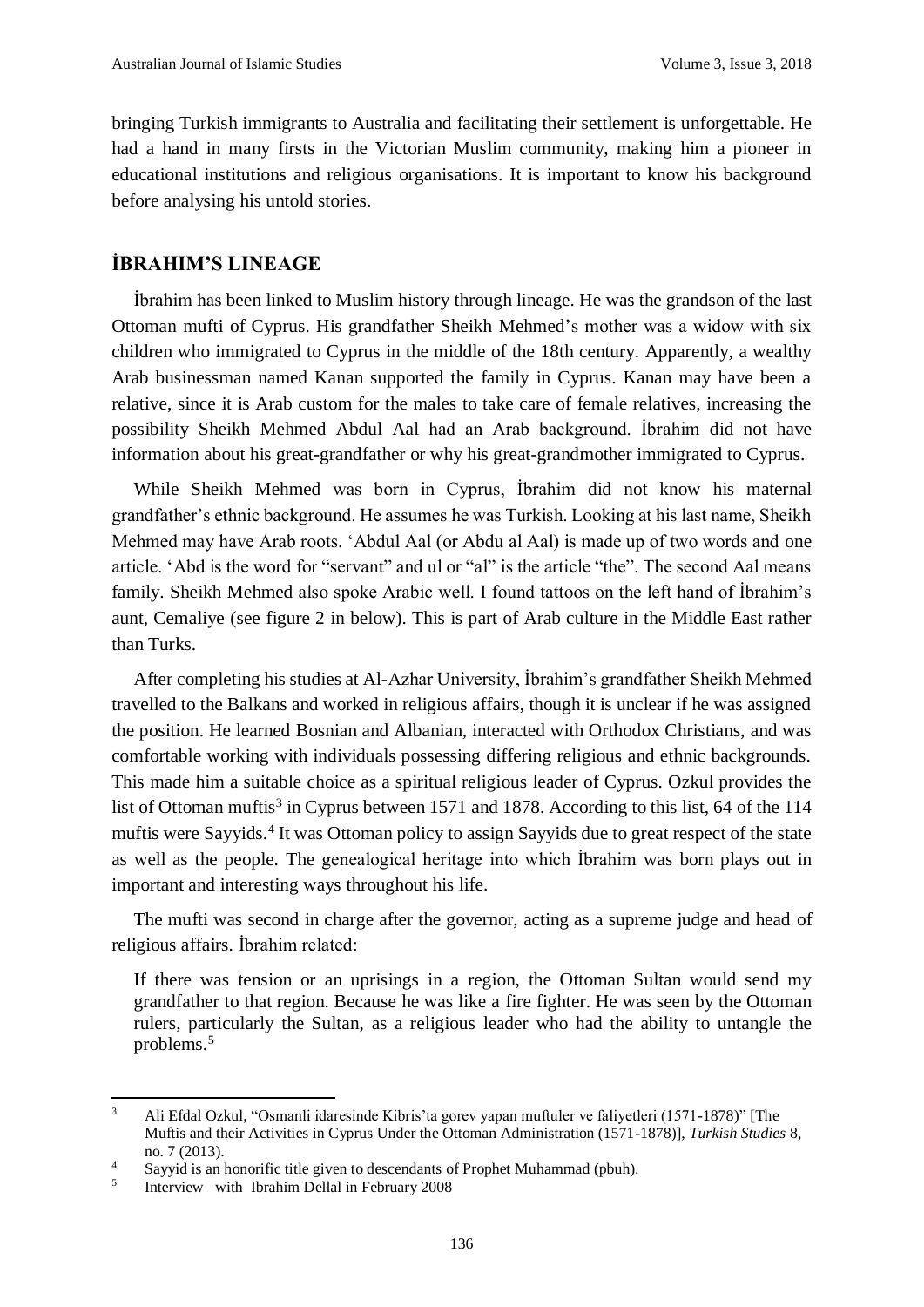bringing Turkish immigrants to Australia and facilitating their settlement is unforgettable. He had a hand in many firsts in the Victorian Muslim community, making him a pioneer in educational institutions and religious organisations. It is important to know his background before analysing his untold stories.

## İBRAHIM'S LINEAGE

İbrahim has been linked to Muslim history through lineage. He was the grandson of the last Ottoman mufti of Cyprus. His grandfather Sheikh Mehmed's mother was a widow with six children who immigrated to Cyprus in the middle of the 18th century. Apparently, a wealthy Arab businessman named Kanan supported the family in Cyprus. Kanan may have been a relative, since it is Arab custom for the males to take care of female relatives, increasing the possibility Sheikh Mehmed Abdul Aal had an Arab background. İbrahim did not have information about his great-grandfather or why his great-grandmother immigrated to Cyprus.

While Sheikh Mehmed was born in Cyprus, İbrahim did not know his maternal grandfather's ethnic background. He assumes he was Turkish. Looking at his last name, Sheikh Mehmed may have Arab roots. 'Abdul Aal (or Abdu al Aal) is made up of two words and one article. 'Abd is the word for "servant" and ul or "al" is the article "the". The second Aal means family. Sheikh Mehmed also spoke Arabic well. I found tattoos on the left hand of İbrahim's aunt, Cemaliye (see figure 2 in below). This is part of Arab culture in the Middle East rather than Turks.

After completing his studies at Al-Azhar University, İbrahim's grandfather Sheikh Mehmed travelled to the Balkans and worked in religious affairs, though it is unclear if he was assigned the position. He learned Bosnian and Albanian, interacted with Orthodox Christians, and was comfortable working with individuals possessing differing religious and ethnic backgrounds. This made him a suitable choice as a spiritual religious leader of Cyprus. Ozkul provides the list of Ottoman muftis[3] in Cyprus between 1571 and 1878. According to this list, 64 of the 114 muftis were Sayyids.[4] It was Ottoman policy to assign Sayyids due to great respect of the state as well as the people. The genealogical heritage into which İbrahim was born plays out in important and interesting ways throughout his life.

The mufti was second in charge after the governor, acting as a supreme judge and head of religious affairs. İbrahim related:

> If there was tension or an uprisings in a region, the Ottoman Sultan would send my grandfather to that region. Because he was like a fire fighter. He was seen by the Ottoman rulers, particularly the Sultan, as a religious leader who had the ability to untangle the problems.[5]

---

[3] Ali Efdal Ozkul, "Osmanli idaresinde Kibris'ta gorev yapan muftuler ve faliyetleri (1571-1878)" [The Muftis and their Activities in Cyprus Under the Ottoman Administration (1571-1878)], *Turkish Studies* 8, no. 7 (2013).

[4] Sayyid is an honorific title given to descendants of Prophet Muhammad (pbuh).

[5] Interview with Ibrahim Dellal in February 2008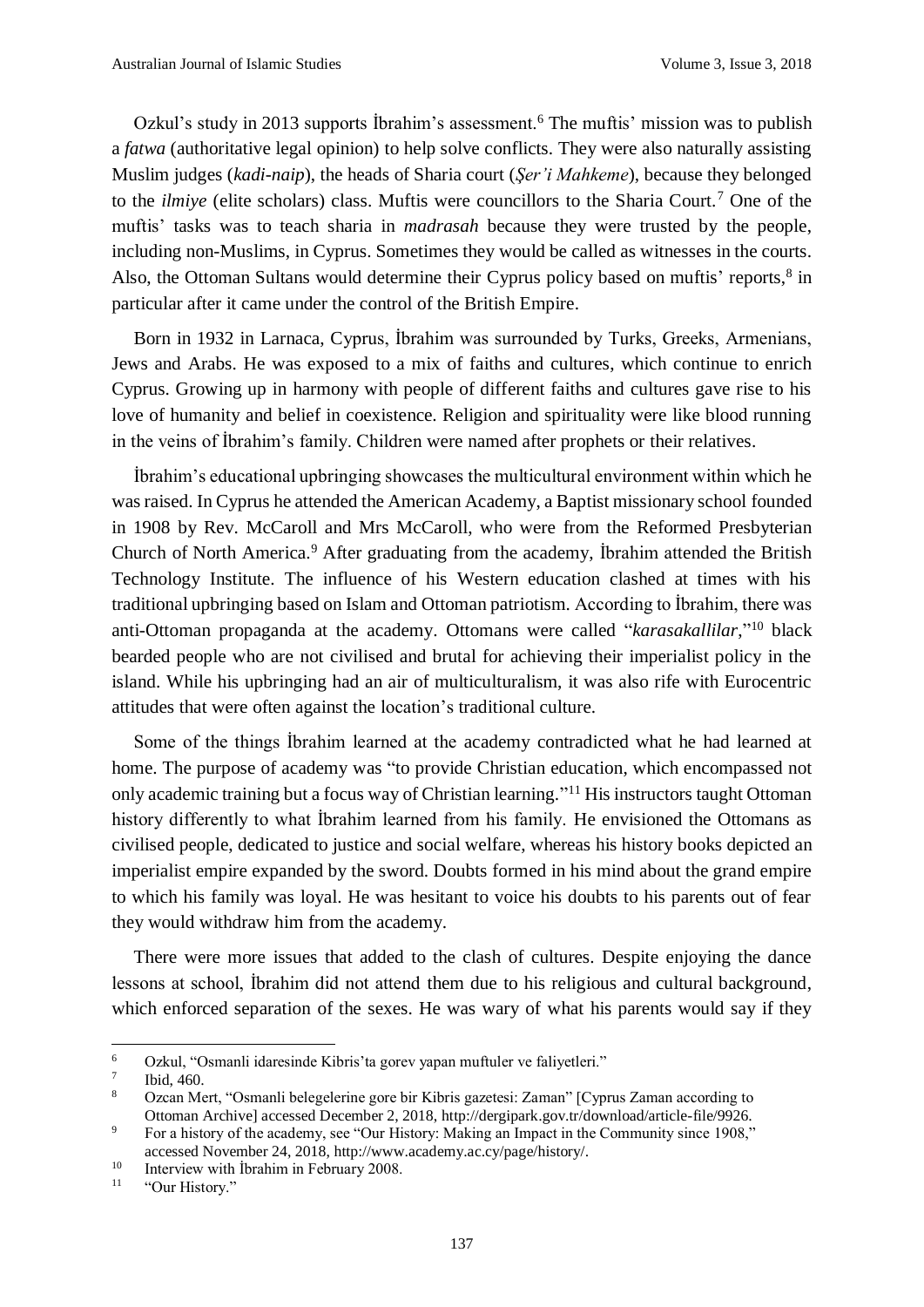Ozkul's study in 2013 supports İbrahim's assessment.[6] The muftis' mission was to publish a *fatwa* (authoritative legal opinion) to help solve conflicts. They were also naturally assisting Muslim judges (*kadi-naip*), the heads of Sharia court (*Şer'i Mahkeme*), because they belonged to the *ilmiye* (elite scholars) class. Muftis were councillors to the Sharia Court.[7] One of the muftis' tasks was to teach sharia in *madrasah* because they were trusted by the people, including non-Muslims, in Cyprus. Sometimes they would be called as witnesses in the courts. Also, the Ottoman Sultans would determine their Cyprus policy based on muftis' reports,[8] in particular after it came under the control of the British Empire.

Born in 1932 in Larnaca, Cyprus, İbrahim was surrounded by Turks, Greeks, Armenians, Jews and Arabs. He was exposed to a mix of faiths and cultures, which continue to enrich Cyprus. Growing up in harmony with people of different faiths and cultures gave rise to his love of humanity and belief in coexistence. Religion and spirituality were like blood running in the veins of İbrahim's family. Children were named after prophets or their relatives.

İbrahim's educational upbringing showcases the multicultural environment within which he was raised. In Cyprus he attended the American Academy, a Baptist missionary school founded in 1908 by Rev. McCaroll and Mrs McCaroll, who were from the Reformed Presbyterian Church of North America.[9] After graduating from the academy, İbrahim attended the British Technology Institute. The influence of his Western education clashed at times with his traditional upbringing based on Islam and Ottoman patriotism. According to İbrahim, there was anti-Ottoman propaganda at the academy. Ottomans were called "*karasakallilar*,"[10] black bearded people who are not civilised and brutal for achieving their imperialist policy in the island. While his upbringing had an air of multiculturalism, it was also rife with Eurocentric attitudes that were often against the location's traditional culture.

Some of the things İbrahim learned at the academy contradicted what he had learned at home. The purpose of academy was "to provide Christian education, which encompassed not only academic training but a focus way of Christian learning."[11] His instructors taught Ottoman history differently to what İbrahim learned from his family. He envisioned the Ottomans as civilised people, dedicated to justice and social welfare, whereas his history books depicted an imperialist empire expanded by the sword. Doubts formed in his mind about the grand empire to which his family was loyal. He was hesitant to voice his doubts to his parents out of fear they would withdraw him from the academy.

There were more issues that added to the clash of cultures. Despite enjoying the dance lessons at school, İbrahim did not attend them due to his religious and cultural background, which enforced separation of the sexes. He was wary of what his parents would say if they

---

[6] Ozkul, "Osmanli idaresinde Kibris'ta gorev yapan muftuler ve faliyetleri."

[7] Ibid, 460.

[8] Ozcan Mert, "Osmanli belegelerine gore bir Kibris gazetesi: Zaman" [Cyprus Zaman according to Ottoman Archive] accessed December 2, 2018, http://dergipark.gov.tr/download/article-file/9926.

[9] For a history of the academy, see "Our History: Making an Impact in the Community since 1908," accessed November 24, 2018, http://www.academy.ac.cy/page/history/.

[10] Interview with İbrahim in February 2008.

[11] "Our History."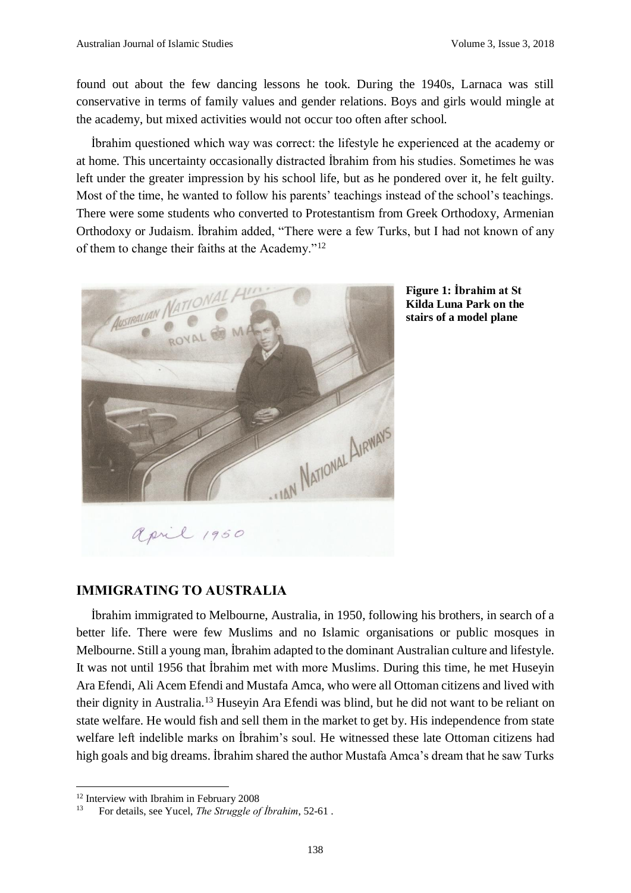found out about the few dancing lessons he took. During the 1940s, Larnaca was still conservative in terms of family values and gender relations. Boys and girls would mingle at the academy, but mixed activities would not occur too often after school.

İbrahim questioned which way was correct: the lifestyle he experienced at the academy or at home. This uncertainty occasionally distracted İbrahim from his studies. Sometimes he was left under the greater impression by his school life, but as he pondered over it, he felt guilty. Most of the time, he wanted to follow his parents' teachings instead of the school's teachings. There were some students who converted to Protestantism from Greek Orthodoxy, Armenian Orthodoxy or Judaism. İbrahim added, "There were a few Turks, but I had not known of any of them to change their faiths at the Academy."[12]

**Figure 1: İbrahim at St Kilda Luna Park on the stairs of a model plane**

## IMMIGRATING TO AUSTRALIA

İbrahim immigrated to Melbourne, Australia, in 1950, following his brothers, in search of a better life. There were few Muslims and no Islamic organisations or public mosques in Melbourne. Still a young man, İbrahim adapted to the dominant Australian culture and lifestyle. It was not until 1956 that İbrahim met with more Muslims. During this time, he met Huseyin Ara Efendi, Ali Acem Efendi and Mustafa Amca, who were all Ottoman citizens and lived with their dignity in Australia.[13] Huseyin Ara Efendi was blind, but he did not want to be reliant on state welfare. He would fish and sell them in the market to get by. His independence from state welfare left indelible marks on İbrahim's soul. He witnessed these late Ottoman citizens had high goals and big dreams. İbrahim shared the author Mustafa Amca's dream that he saw Turks

---

[12] Interview with Ibrahim in February 2008

[13] For details, see Yucel, *The Struggle of İbrahim*, 52-61 .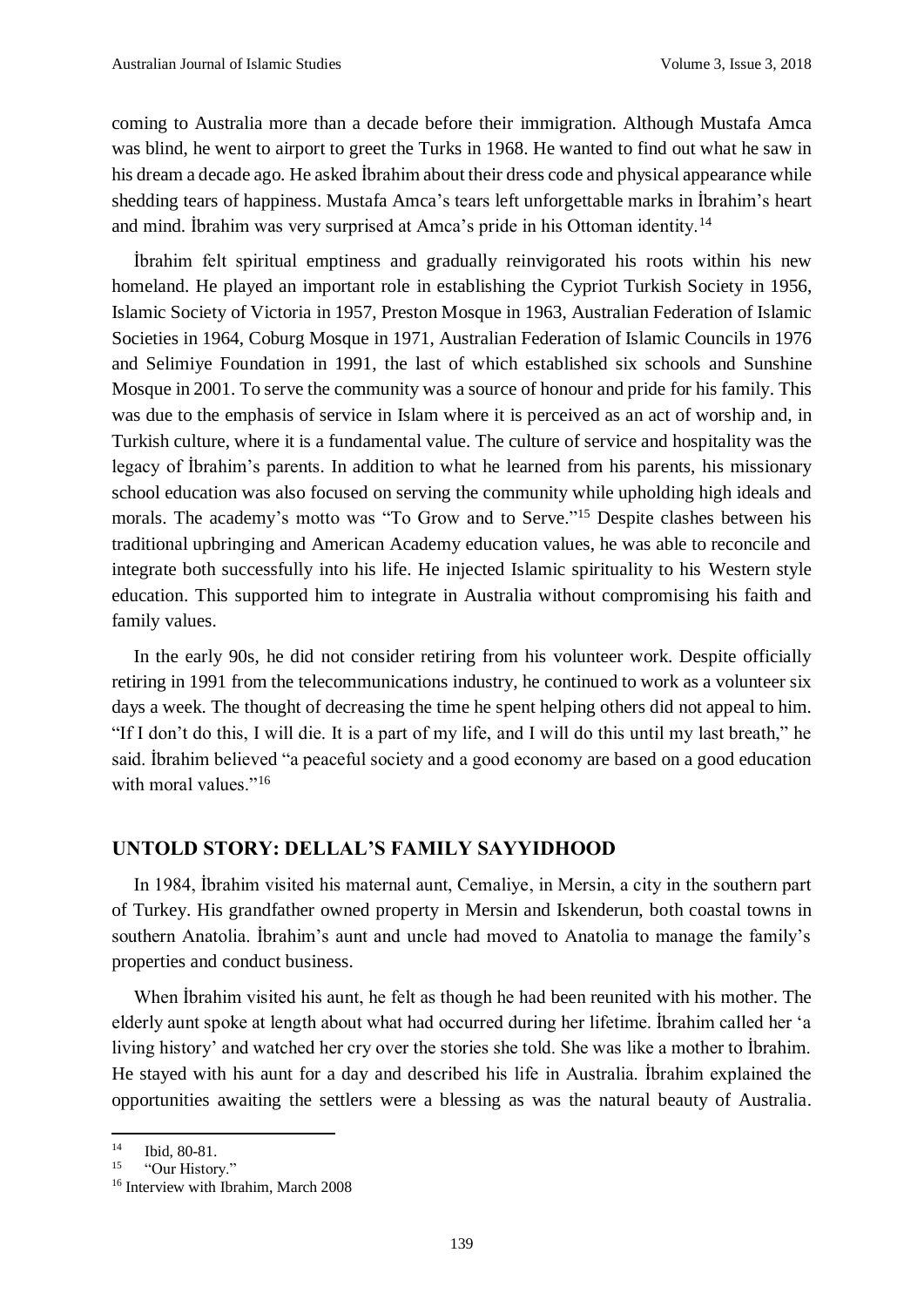coming to Australia more than a decade before their immigration. Although Mustafa Amca was blind, he went to airport to greet the Turks in 1968. He wanted to find out what he saw in his dream a decade ago. He asked İbrahim about their dress code and physical appearance while shedding tears of happiness. Mustafa Amca's tears left unforgettable marks in İbrahim's heart and mind. İbrahim was very surprised at Amca's pride in his Ottoman identity.[14]

İbrahim felt spiritual emptiness and gradually reinvigorated his roots within his new homeland. He played an important role in establishing the Cypriot Turkish Society in 1956, Islamic Society of Victoria in 1957, Preston Mosque in 1963, Australian Federation of Islamic Societies in 1964, Coburg Mosque in 1971, Australian Federation of Islamic Councils in 1976 and Selimiye Foundation in 1991, the last of which established six schools and Sunshine Mosque in 2001. To serve the community was a source of honour and pride for his family. This was due to the emphasis of service in Islam where it is perceived as an act of worship and, in Turkish culture, where it is a fundamental value. The culture of service and hospitality was the legacy of İbrahim's parents. In addition to what he learned from his parents, his missionary school education was also focused on serving the community while upholding high ideals and morals. The academy's motto was "To Grow and to Serve."[15] Despite clashes between his traditional upbringing and American Academy education values, he was able to reconcile and integrate both successfully into his life. He injected Islamic spirituality to his Western style education. This supported him to integrate in Australia without compromising his faith and family values.

In the early 90s, he did not consider retiring from his volunteer work. Despite officially retiring in 1991 from the telecommunications industry, he continued to work as a volunteer six days a week. The thought of decreasing the time he spent helping others did not appeal to him. "If I don't do this, I will die. It is a part of my life, and I will do this until my last breath," he said. İbrahim believed "a peaceful society and a good economy are based on a good education with moral values."[16]

## UNTOLD STORY: DELLAL'S FAMILY SAYYIDHOOD

In 1984, İbrahim visited his maternal aunt, Cemaliye, in Mersin, a city in the southern part of Turkey. His grandfather owned property in Mersin and Iskenderun, both coastal towns in southern Anatolia. İbrahim's aunt and uncle had moved to Anatolia to manage the family's properties and conduct business.

When İbrahim visited his aunt, he felt as though he had been reunited with his mother. The elderly aunt spoke at length about what had occurred during her lifetime. İbrahim called her 'a living history' and watched her cry over the stories she told. She was like a mother to İbrahim. He stayed with his aunt for a day and described his life in Australia. İbrahim explained the opportunities awaiting the settlers were a blessing as was the natural beauty of Australia.

---

[14] Ibid, 80-81.

[15] "Our History."

[16] Interview with Ibrahim, March 2008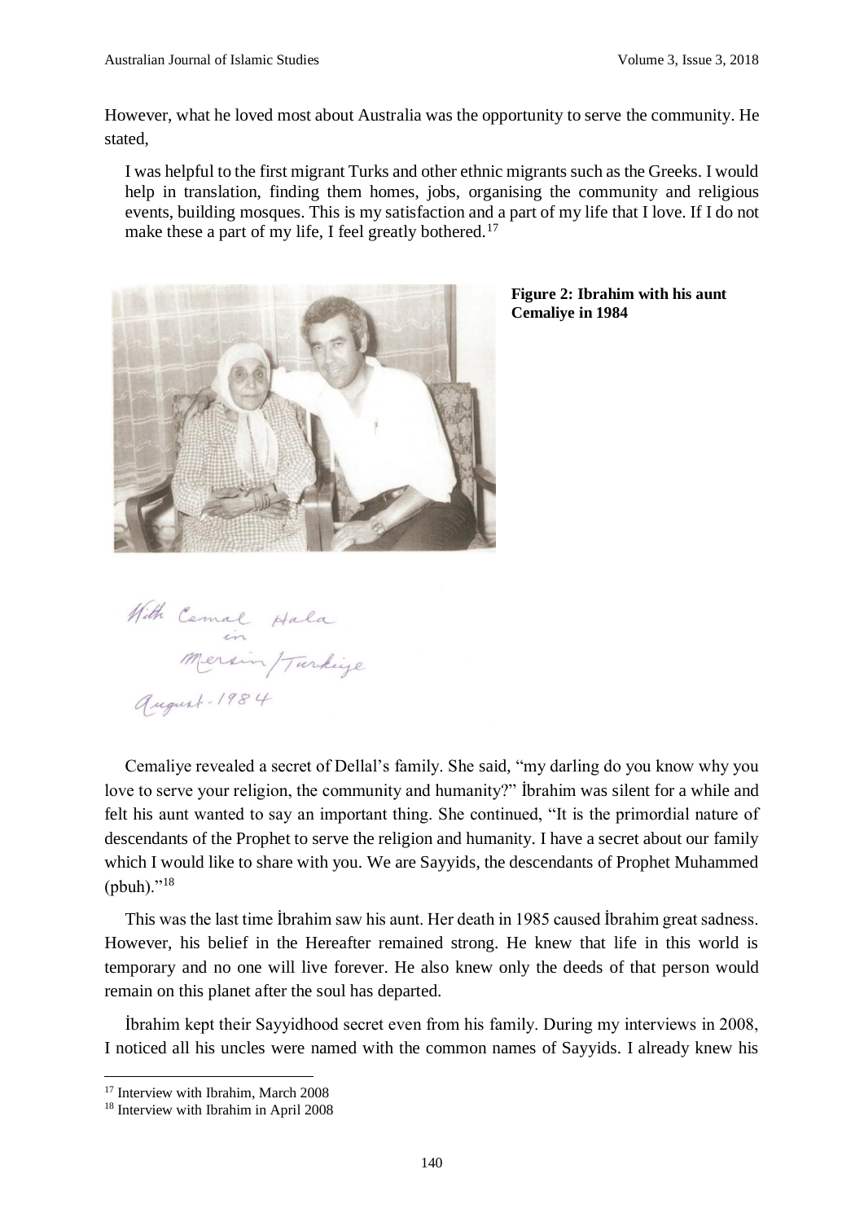However, what he loved most about Australia was the opportunity to serve the community. He stated,

> I was helpful to the first migrant Turks and other ethnic migrants such as the Greeks. I would help in translation, finding them homes, jobs, organising the community and religious events, building mosques. This is my satisfaction and a part of my life that I love. If I do not make these a part of my life, I feel greatly bothered.[17]

**Figure 2: Ibrahim with his aunt Cemaliye in 1984**

With Cemal Hala in Mersin/Turkiye August-1984

Cemaliye revealed a secret of Dellal's family. She said, "my darling do you know why you love to serve your religion, the community and humanity?" İbrahim was silent for a while and felt his aunt wanted to say an important thing. She continued, "It is the primordial nature of descendants of the Prophet to serve the religion and humanity. I have a secret about our family which I would like to share with you. We are Sayyids, the descendants of Prophet Muhammed (pbuh)."[18]

This was the last time İbrahim saw his aunt. Her death in 1985 caused İbrahim great sadness. However, his belief in the Hereafter remained strong. He knew that life in this world is temporary and no one will live forever. He also knew only the deeds of that person would remain on this planet after the soul has departed.

İbrahim kept their Sayyidhood secret even from his family. During my interviews in 2008, I noticed all his uncles were named with the common names of Sayyids. I already knew his

---

[17] Interview with Ibrahim, March 2008

[18] Interview with Ibrahim in April 2008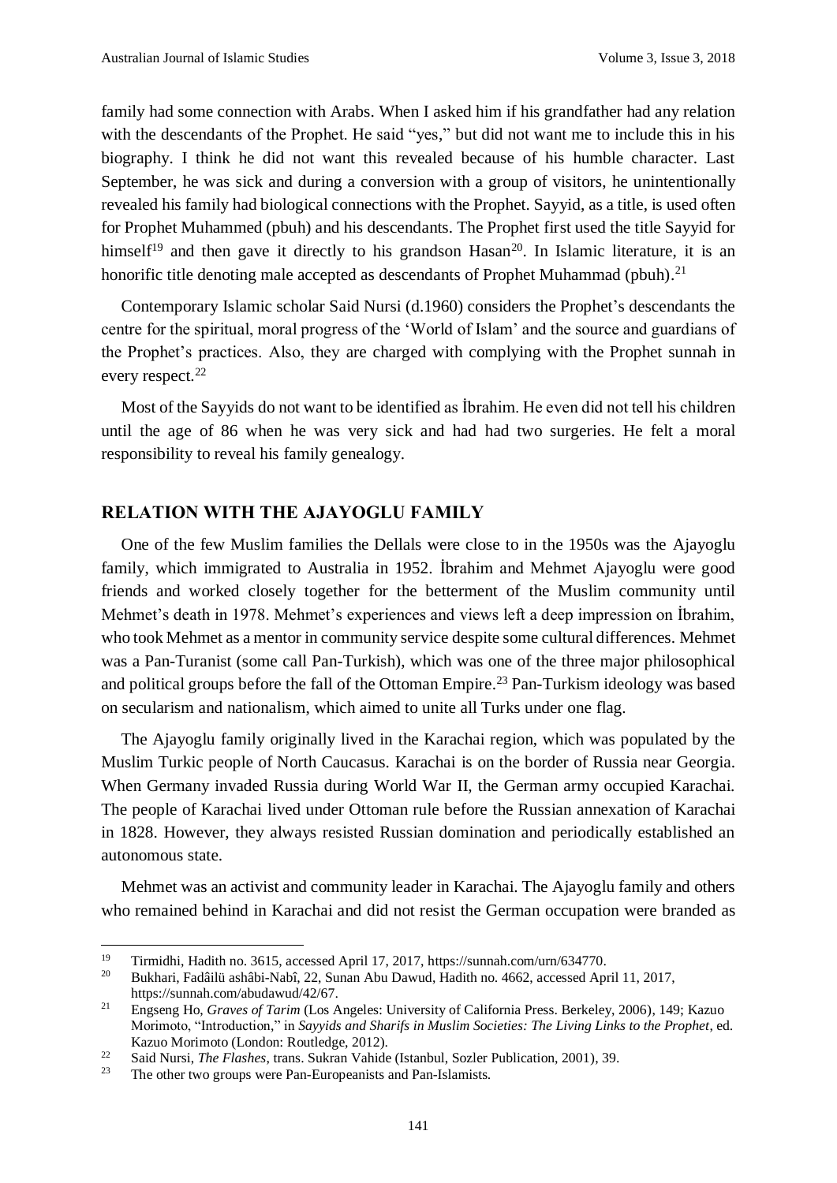family had some connection with Arabs. When I asked him if his grandfather had any relation with the descendants of the Prophet. He said "yes," but did not want me to include this in his biography. I think he did not want this revealed because of his humble character. Last September, he was sick and during a conversion with a group of visitors, he unintentionally revealed his family had biological connections with the Prophet. Sayyid, as a title, is used often for Prophet Muhammed (pbuh) and his descendants. The Prophet first used the title Sayyid for himself[19] and then gave it directly to his grandson Hasan[20]. In Islamic literature, it is an honorific title denoting male accepted as descendants of Prophet Muhammad (pbuh).[21]

Contemporary Islamic scholar Said Nursi (d.1960) considers the Prophet's descendants the centre for the spiritual, moral progress of the 'World of Islam' and the source and guardians of the Prophet's practices. Also, they are charged with complying with the Prophet sunnah in every respect.[22]

Most of the Sayyids do not want to be identified as İbrahim. He even did not tell his children until the age of 86 when he was very sick and had had two surgeries. He felt a moral responsibility to reveal his family genealogy.

## RELATION WITH THE AJAYOGLU FAMILY

One of the few Muslim families the Dellals were close to in the 1950s was the Ajayoglu family, which immigrated to Australia in 1952. İbrahim and Mehmet Ajayoglu were good friends and worked closely together for the betterment of the Muslim community until Mehmet's death in 1978. Mehmet's experiences and views left a deep impression on İbrahim, who took Mehmet as a mentor in community service despite some cultural differences. Mehmet was a Pan-Turanist (some call Pan-Turkish), which was one of the three major philosophical and political groups before the fall of the Ottoman Empire.[23] Pan-Turkism ideology was based on secularism and nationalism, which aimed to unite all Turks under one flag.

The Ajayoglu family originally lived in the Karachai region, which was populated by the Muslim Turkic people of North Caucasus. Karachai is on the border of Russia near Georgia. When Germany invaded Russia during World War II, the German army occupied Karachai. The people of Karachai lived under Ottoman rule before the Russian annexation of Karachai in 1828. However, they always resisted Russian domination and periodically established an autonomous state.

Mehmet was an activist and community leader in Karachai. The Ajayoglu family and others who remained behind in Karachai and did not resist the German occupation were branded as

---

[19] Tirmidhi, Hadith no. 3615, accessed April 17, 2017, https://sunnah.com/urn/634770.

[20] Bukhari, Fadâilü ashâbi-Nabî, 22, Sunan Abu Dawud, Hadith no. 4662, accessed April 11, 2017, https://sunnah.com/abudawud/42/67.

[21] Engseng Ho, *Graves of Tarim* (Los Angeles: University of California Press. Berkeley, 2006), 149; Kazuo Morimoto, "Introduction," in *Sayyids and Sharifs in Muslim Societies: The Living Links to the Prophet*, ed. Kazuo Morimoto (London: Routledge, 2012).

[22] Said Nursi, *The Flashes*, trans. Sukran Vahide (Istanbul, Sozler Publication, 2001), 39.

[23] The other two groups were Pan-Europeanists and Pan-Islamists.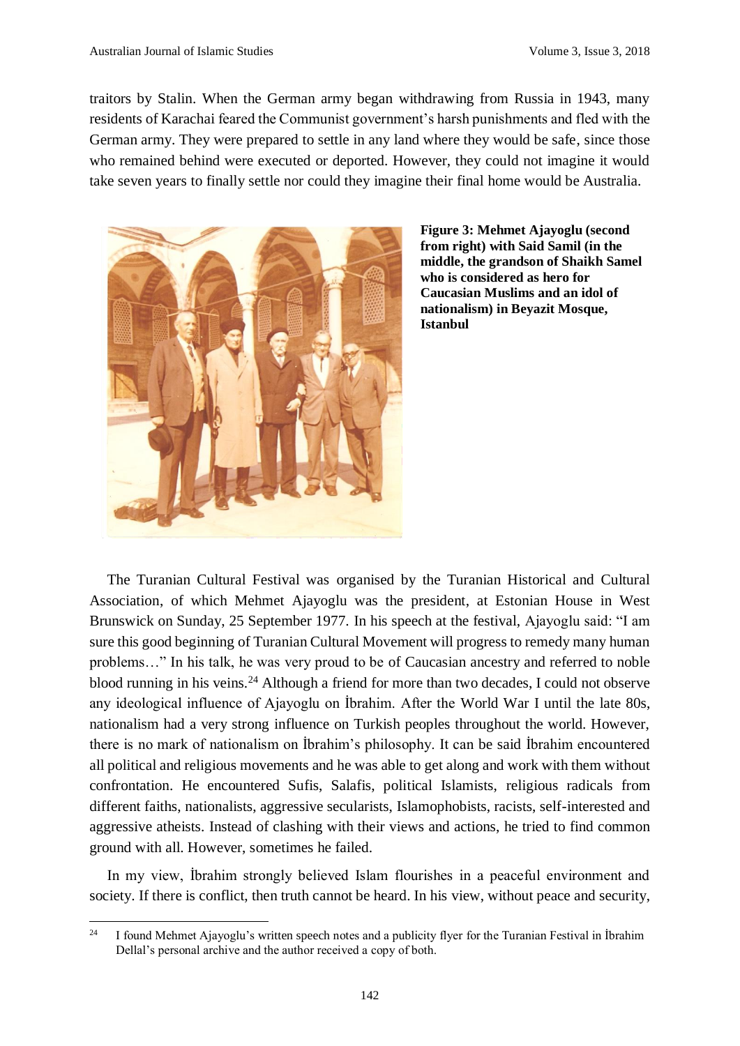traitors by Stalin. When the German army began withdrawing from Russia in 1943, many residents of Karachai feared the Communist government's harsh punishments and fled with the German army. They were prepared to settle in any land where they would be safe, since those who remained behind were executed or deported. However, they could not imagine it would take seven years to finally settle nor could they imagine their final home would be Australia.

**Figure 3: Mehmet Ajayoglu (second from right) with Said Samil (in the middle, the grandson of Shaikh Samel who is considered as hero for Caucasian Muslims and an idol of nationalism) in Beyazit Mosque, Istanbul**

The Turanian Cultural Festival was organised by the Turanian Historical and Cultural Association, of which Mehmet Ajayoglu was the president, at Estonian House in West Brunswick on Sunday, 25 September 1977. In his speech at the festival, Ajayoglu said: "I am sure this good beginning of Turanian Cultural Movement will progress to remedy many human problems…" In his talk, he was very proud to be of Caucasian ancestry and referred to noble blood running in his veins.[24] Although a friend for more than two decades, I could not observe any ideological influence of Ajayoglu on İbrahim. After the World War I until the late 80s, nationalism had a very strong influence on Turkish peoples throughout the world. However, there is no mark of nationalism on İbrahim's philosophy. It can be said İbrahim encountered all political and religious movements and he was able to get along and work with them without confrontation. He encountered Sufis, Salafis, political Islamists, religious radicals from different faiths, nationalists, aggressive secularists, Islamophobists, racists, self-interested and aggressive atheists. Instead of clashing with their views and actions, he tried to find common ground with all. However, sometimes he failed.

In my view, İbrahim strongly believed Islam flourishes in a peaceful environment and society. If there is conflict, then truth cannot be heard. In his view, without peace and security,

[24] I found Mehmet Ajayoglu's written speech notes and a publicity flyer for the Turanian Festival in İbrahim Dellal's personal archive and the author received a copy of both.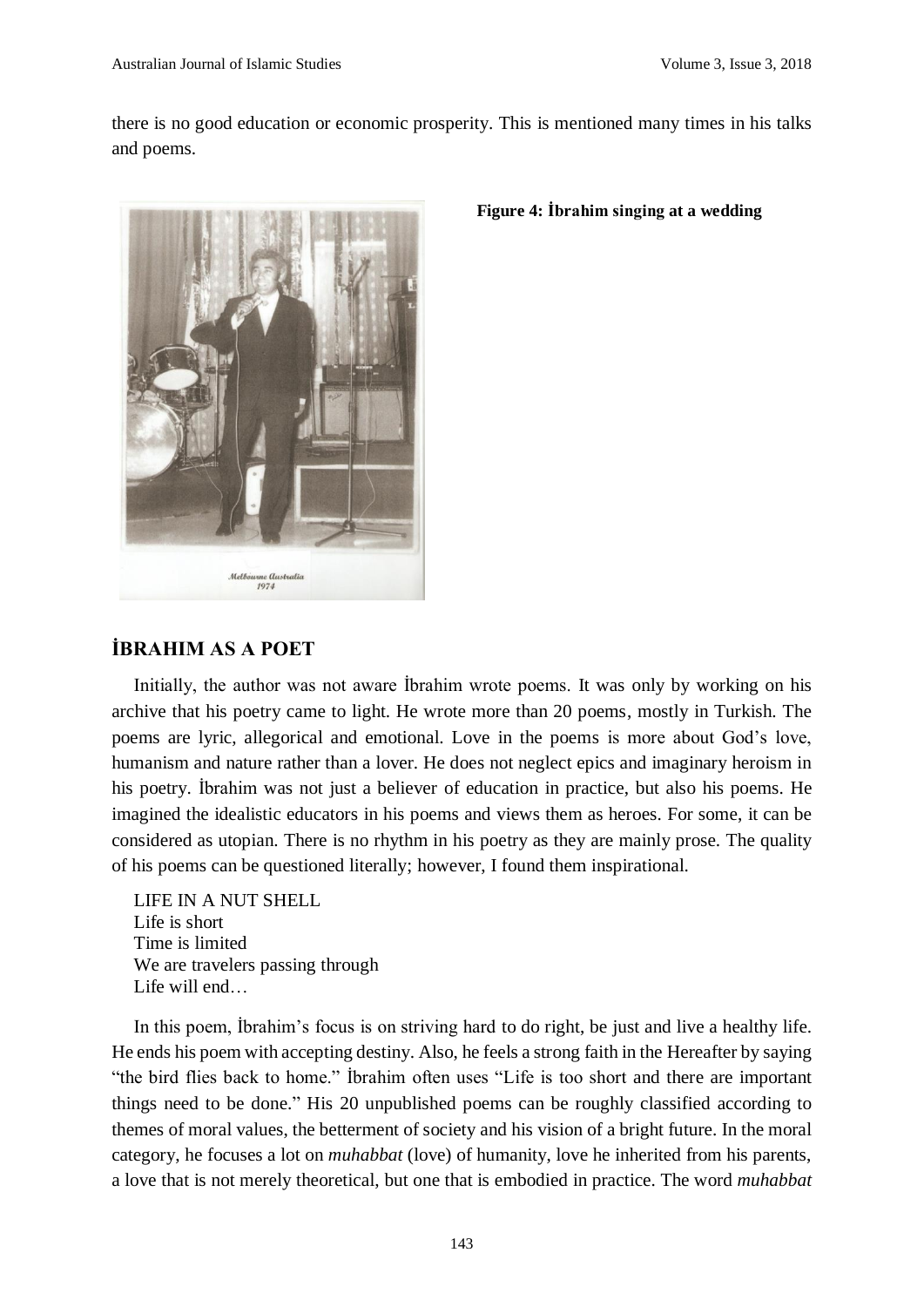there is no good education or economic prosperity. This is mentioned many times in his talks and poems.

**Figure 4: İbrahim singing at a wedding**

## İBRAHIM AS A POET

Initially, the author was not aware İbrahim wrote poems. It was only by working on his archive that his poetry came to light. He wrote more than 20 poems, mostly in Turkish. The poems are lyric, allegorical and emotional. Love in the poems is more about God's love, humanism and nature rather than a lover. He does not neglect epics and imaginary heroism in his poetry. İbrahim was not just a believer of education in practice, but also his poems. He imagined the idealistic educators in his poems and views them as heroes. For some, it can be considered as utopian. There is no rhythm in his poetry as they are mainly prose. The quality of his poems can be questioned literally; however, I found them inspirational.

LIFE IN A NUT SHELL  
Life is short  
Time is limited  
We are travelers passing through  
Life will end…

In this poem, İbrahim's focus is on striving hard to do right, be just and live a healthy life. He ends his poem with accepting destiny. Also, he feels a strong faith in the Hereafter by saying "the bird flies back to home." İbrahim often uses "Life is too short and there are important things need to be done." His 20 unpublished poems can be roughly classified according to themes of moral values, the betterment of society and his vision of a bright future. In the moral category, he focuses a lot on *muhabbat* (love) of humanity, love he inherited from his parents, a love that is not merely theoretical, but one that is embodied in practice. The word *muhabbat*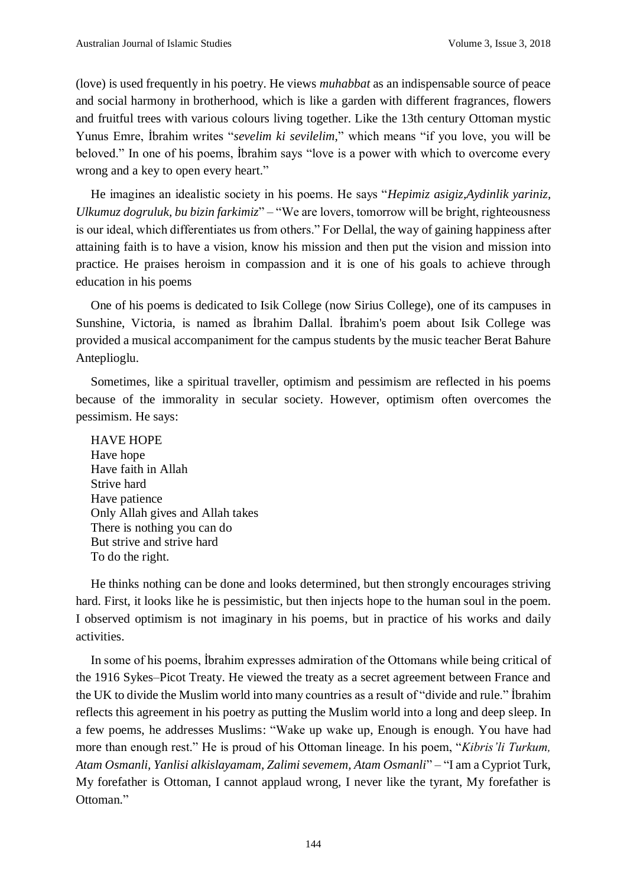(love) is used frequently in his poetry. He views *muhabbat* as an indispensable source of peace and social harmony in brotherhood, which is like a garden with different fragrances, flowers and fruitful trees with various colours living together. Like the 13th century Ottoman mystic Yunus Emre, İbrahim writes "*sevelim ki sevilelim,*" which means "if you love, you will be beloved." In one of his poems, İbrahim says "love is a power with which to overcome every wrong and a key to open every heart."

He imagines an idealistic society in his poems. He says "*Hepimiz asigiz,Aydinlik yariniz, Ulkumuz dogruluk, bu bizin farkimiz*" – "We are lovers, tomorrow will be bright, righteousness is our ideal, which differentiates us from others." For Dellal, the way of gaining happiness after attaining faith is to have a vision, know his mission and then put the vision and mission into practice. He praises heroism in compassion and it is one of his goals to achieve through education in his poems

One of his poems is dedicated to Isik College (now Sirius College), one of its campuses in Sunshine, Victoria, is named as İbrahim Dallal. İbrahim's poem about Isik College was provided a musical accompaniment for the campus students by the music teacher Berat Bahure Anteplioglu.

Sometimes, like a spiritual traveller, optimism and pessimism are reflected in his poems because of the immorality in secular society. However, optimism often overcomes the pessimism. He says:

HAVE HOPE
Have hope
Have faith in Allah
Strive hard
Have patience
Only Allah gives and Allah takes
There is nothing you can do
But strive and strive hard
To do the right.

He thinks nothing can be done and looks determined, but then strongly encourages striving hard. First, it looks like he is pessimistic, but then injects hope to the human soul in the poem. I observed optimism is not imaginary in his poems, but in practice of his works and daily activities.

In some of his poems, İbrahim expresses admiration of the Ottomans while being critical of the 1916 Sykes–Picot Treaty. He viewed the treaty as a secret agreement between France and the UK to divide the Muslim world into many countries as a result of "divide and rule." İbrahim reflects this agreement in his poetry as putting the Muslim world into a long and deep sleep. In a few poems, he addresses Muslims: "Wake up wake up, Enough is enough. You have had more than enough rest." He is proud of his Ottoman lineage. In his poem, "*Kibris'li Turkum, Atam Osmanli, Yanlisi alkislayamam, Zalimi sevemem, Atam Osmanli*" – "I am a Cypriot Turk, My forefather is Ottoman, I cannot applaud wrong, I never like the tyrant, My forefather is Ottoman."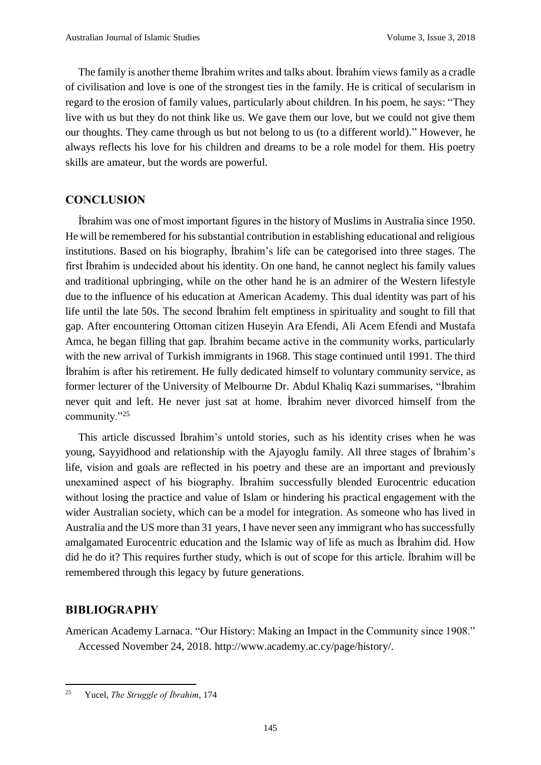The family is another theme İbrahim writes and talks about. İbrahim views family as a cradle of civilisation and love is one of the strongest ties in the family. He is critical of secularism in regard to the erosion of family values, particularly about children. In his poem, he says: "They live with us but they do not think like us. We gave them our love, but we could not give them our thoughts. They came through us but not belong to us (to a different world)." However, he always reflects his love for his children and dreams to be a role model for them. His poetry skills are amateur, but the words are powerful.

## CONCLUSION

İbrahim was one of most important figures in the history of Muslims in Australia since 1950. He will be remembered for his substantial contribution in establishing educational and religious institutions. Based on his biography, İbrahim's life can be categorised into three stages. The first İbrahim is undecided about his identity. On one hand, he cannot neglect his family values and traditional upbringing, while on the other hand he is an admirer of the Western lifestyle due to the influence of his education at American Academy. This dual identity was part of his life until the late 50s. The second İbrahim felt emptiness in spirituality and sought to fill that gap. After encountering Ottoman citizen Huseyin Ara Efendi, Ali Acem Efendi and Mustafa Amca, he began filling that gap. İbrahim became active in the community works, particularly with the new arrival of Turkish immigrants in 1968. This stage continued until 1991. The third İbrahim is after his retirement. He fully dedicated himself to voluntary community service, as former lecturer of the University of Melbourne Dr. Abdul Khaliq Kazi summarises, "İbrahim never quit and left. He never just sat at home. İbrahim never divorced himself from the community."[25]

This article discussed İbrahim's untold stories, such as his identity crises when he was young, Sayyidhood and relationship with the Ajayoglu family. All three stages of İbrahim's life, vision and goals are reflected in his poetry and these are an important and previously unexamined aspect of his biography. İbrahim successfully blended Eurocentric education without losing the practice and value of Islam or hindering his practical engagement with the wider Australian society, which can be a model for integration. As someone who has lived in Australia and the US more than 31 years, I have never seen any immigrant who has successfully amalgamated Eurocentric education and the Islamic way of life as much as İbrahim did. How did he do it? This requires further study, which is out of scope for this article. İbrahim will be remembered through this legacy by future generations.

## BIBLIOGRAPHY

American Academy Larnaca. "Our History: Making an Impact in the Community since 1908." Accessed November 24, 2018. http://www.academy.ac.cy/page/history/.

---

[25] Yucel, *The Struggle of İbrahim*, 174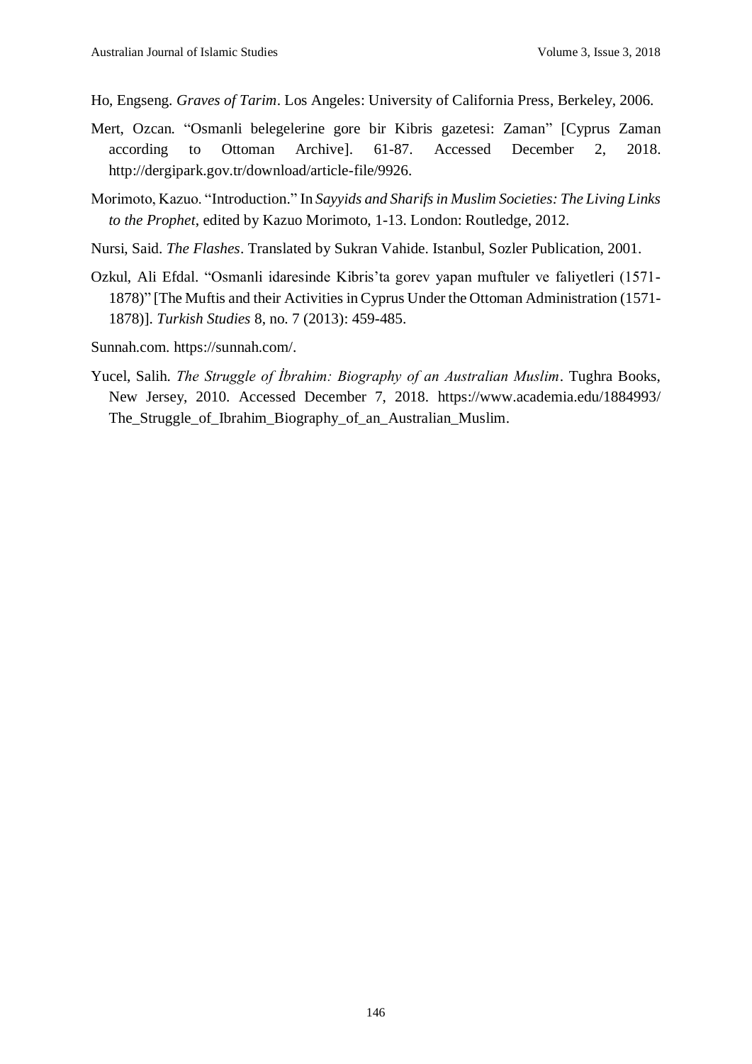Ho, Engseng. *Graves of Tarim*. Los Angeles: University of California Press, Berkeley, 2006.

Mert, Ozcan. “Osmanli belegelerine gore bir Kibris gazetesi: Zaman” [Cyprus Zaman according to Ottoman Archive]. 61-87. Accessed December 2, 2018. http://dergipark.gov.tr/download/article-file/9926.

Morimoto, Kazuo. “Introduction.” In *Sayyids and Sharifs in Muslim Societies: The Living Links to the Prophet*, edited by Kazuo Morimoto, 1-13. London: Routledge, 2012.

Nursi, Said. *The Flashes*. Translated by Sukran Vahide. Istanbul, Sozler Publication, 2001.

Ozkul, Ali Efdal. “Osmanli idaresinde Kibris’ta gorev yapan muftuler ve faliyetleri (1571-1878)” [The Muftis and their Activities in Cyprus Under the Ottoman Administration (1571-1878)]. *Turkish Studies* 8, no. 7 (2013): 459-485.

Sunnah.com. https://sunnah.com/.

Yucel, Salih. *The Struggle of İbrahim: Biography of an Australian Muslim*. Tughra Books, New Jersey, 2010. Accessed December 7, 2018. https://www.academia.edu/1884993/The_Struggle_of_Ibrahim_Biography_of_an_Australian_Muslim.